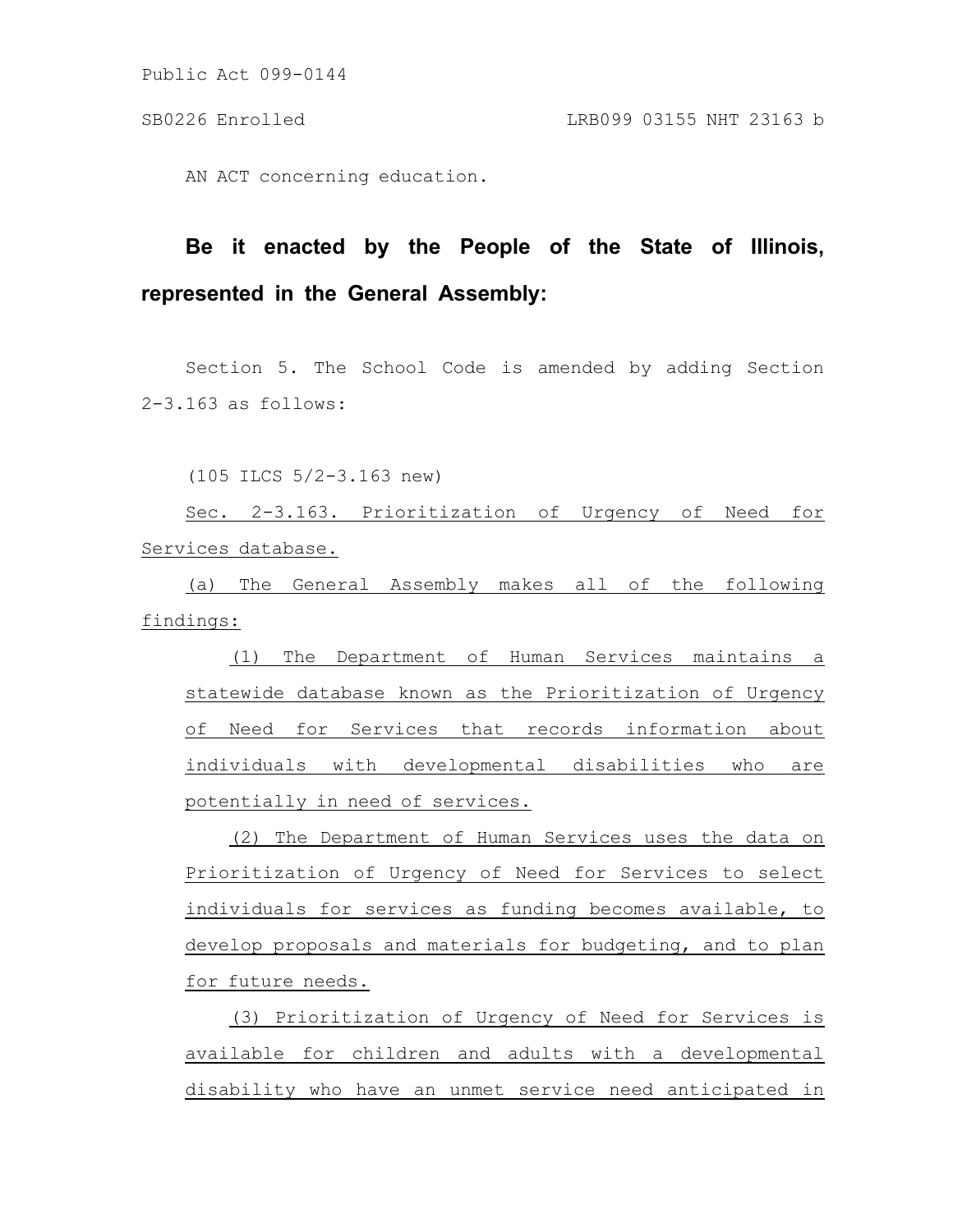Public Act 099-0144

SB0226 Enrolled LRB099 03155 NHT 23163 b

AN ACT concerning education.

**Be it enacted by the People of the State of Illinois, represented in the General Assembly:**

Section 5. The School Code is amended by adding Section 2-3.163 as follows:

(105 ILCS 5/2-3.163 new)

Sec. 2-3.163. Prioritization of Urgency of Need for Services database.

(a) The General Assembly makes all of the following findings:

(1) The Department of Human Services maintains a statewide database known as the Prioritization of Urgency of Need for Services that records information about individuals with developmental disabilities who are potentially in need of services.

(2) The Department of Human Services uses the data on Prioritization of Urgency of Need for Services to select individuals for services as funding becomes available, to develop proposals and materials for budgeting, and to plan for future needs.

(3) Prioritization of Urgency of Need for Services is available for children and adults with a developmental disability who have an unmet service need anticipated in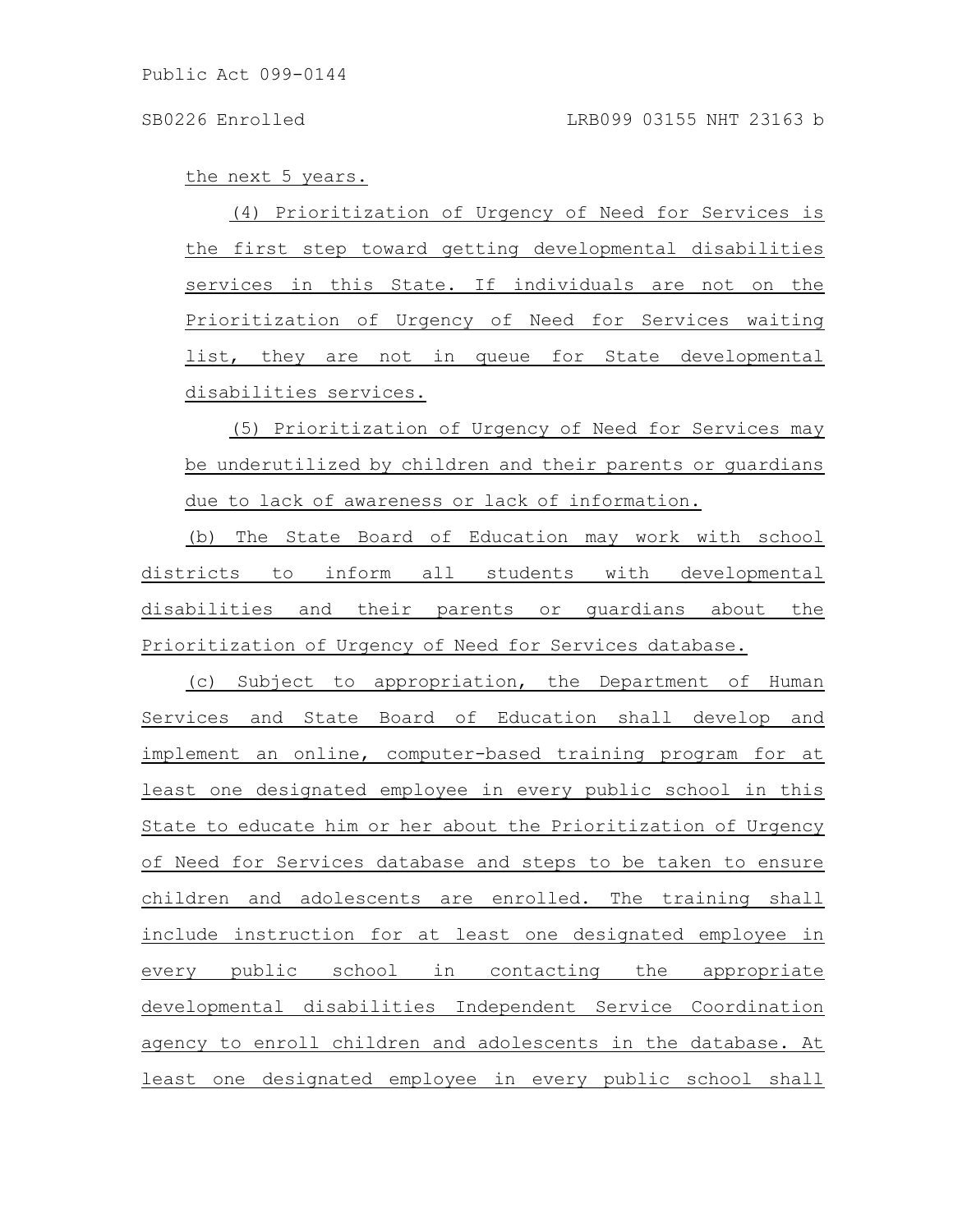the next 5 years.

(4) Prioritization of Urgency of Need for Services is the first step toward getting developmental disabilities services in this State. If individuals are not on the Prioritization of Urgency of Need for Services waiting list, they are not in queue for State developmental disabilities services.

(5) Prioritization of Urgency of Need for Services may be underutilized by children and their parents or guardians due to lack of awareness or lack of information.

(b) The State Board of Education may work with school districts to inform all students with developmental disabilities and their parents or guardians about the Prioritization of Urgency of Need for Services database.

(c) Subject to appropriation, the Department of Human Services and State Board of Education shall develop and implement an online, computer-based training program for at least one designated employee in every public school in this State to educate him or her about the Prioritization of Urgency of Need for Services database and steps to be taken to ensure children and adolescents are enrolled. The training shall include instruction for at least one designated employee in every public school in contacting the appropriate developmental disabilities Independent Service Coordination agency to enroll children and adolescents in the database. At least one designated employee in every public school shall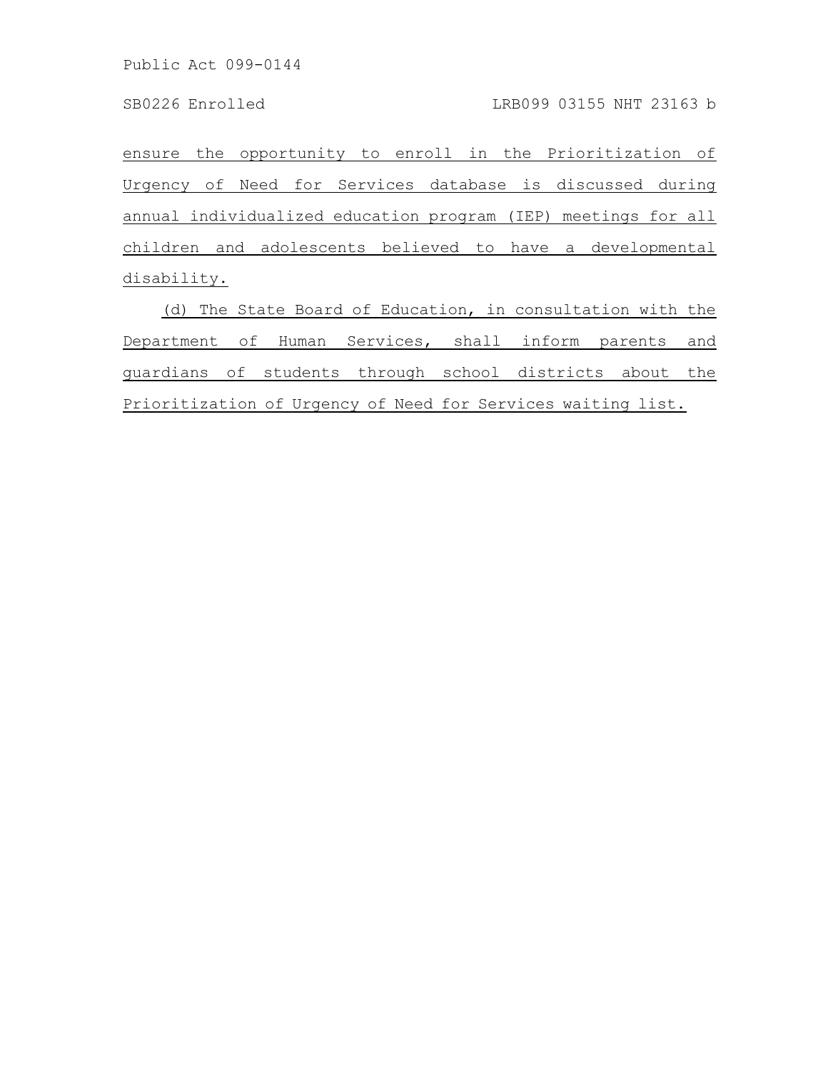ensure the opportunity to enroll in the Prioritization of Urgency of Need for Services database is discussed during annual individualized education program (IEP) meetings for all children and adolescents believed to have a developmental disability.

(d) The State Board of Education, in consultation with the Department of Human Services, shall inform parents and guardians of students through school districts about the Prioritization of Urgency of Need for Services waiting list.